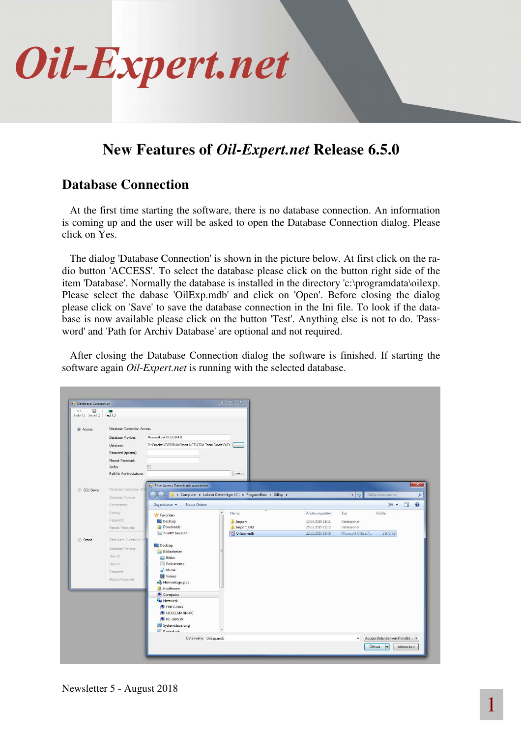# Oil-Expert.net

## New Features of *Oil-Expert.net* Release 6.5.0

### Database Connection

At the first time starting the software, there is no database connection. An information is coming up and the user will be asked to open the Database Connection dialog. Please click on Yes.

The dialog 'Database Connection' is shown in the picture below. At first click on the radio button 'ACCESS'. To select the database please click on the button right side of the item 'Database'. Normally the database is installed in the directory 'c:\programdata\oilexp. Please select the dabase 'OilExp.mdb' and click on 'Open'. Before closing the dialog please click on 'Save' to save the database connection in the Ini file. To look if the database is now available please click on the button 'Test'. Anything else is not to do. 'Password' and 'Path for Archiv Database' are optional and not required.

After closing the Database Connection dialog the software is finished. If starting the software again *Oil-Expert.net* is running with the selected database.

Newsletter 5 - August 2018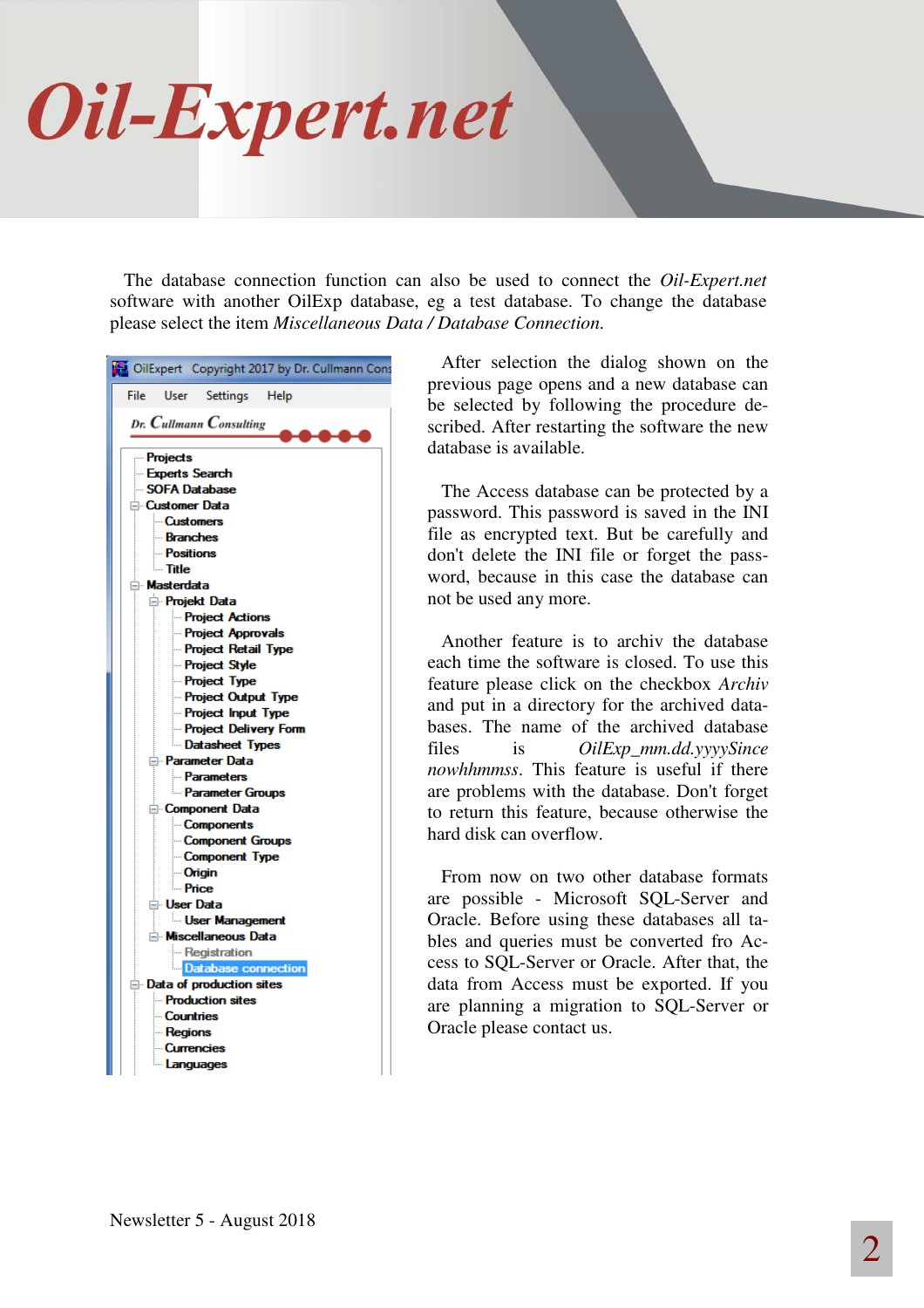The database connection function can also be used to connect the *Oil-Expert.net* software with another OilExp database, eg a test database. To change the database please select the item *Miscellaneous Data / Database Connection.*

After selection the dialog shown on the previous page opens and a new database can be selected by following the procedure described. After restarting the software the new database is available.

The Access database can be protected by a password. This password is saved in the INI file as encrypted text. But be carefully and don't delete the INI file or forget the password, because in this case the database can not be used any more.

Another feature is to archiv the database each time the software is closed. To use this feature please click on the checkbox *Archiv* and put in a directory for the archived databases. The name of the archived database files is *OilExp_mm.dd.yyyySince nowhhmmss*. This feature is useful if there are problems with the database. Don't forget to return this feature, because otherwise the hard disk can overflow.

From now on two other database formats are possible - Microsoft SQL-Server and Oracle. Before using these databases all tables and queries must be converted fro Access to SQL-Server or Oracle. After that, the data from Access must be exported. If you are planning a migration to SQL-Server or Oracle please contact us.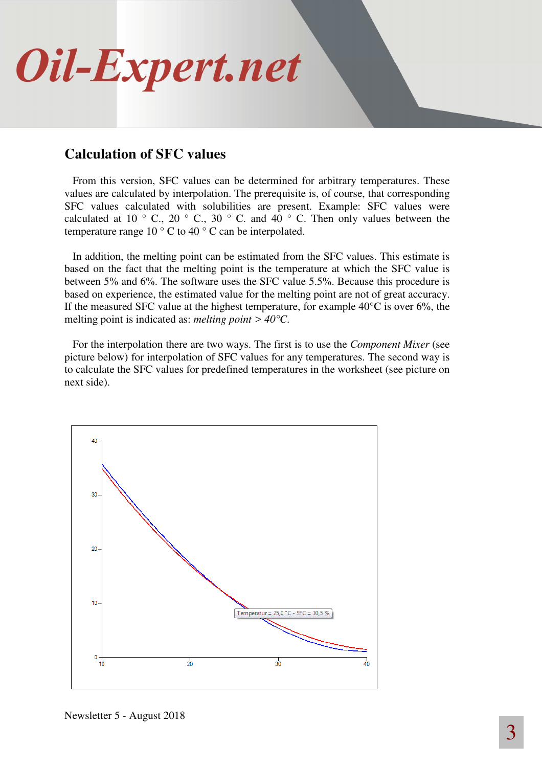## Calculation of SFC values

From this version, SFC values can be determined for arbitrary temperatures. These values are calculated by interpolation. The prerequisite is, of course, that corresponding SFC values calculated with solubilities are present. Example: SFC values were calculated at 10 ° C., 20 ° C., 30 ° C. and 40 ° C. Then only values between the temperature range 10 ° C to 40 ° C can be interpolated.

In addition, the melting point can be estimated from the SFC values. This estimate is based on the fact that the melting point is the temperature at which the SFC value is between 5% and 6%. The software uses the SFC value 5.5%. Because this procedure is based on experience, the estimated value for the melting point are not of great accuracy. If the measured SFC value at the highest temperature, for example 40°C is over 6%, the melting point is indicated as: *melting point > 40°C.*

For the interpolation there are two ways. The first is to use the *Component Mixer* (see picture below) for interpolation of SFC values for any temperatures. The second way is to calculate the SFC values for predefined temperatures in the worksheet (see picture on next side).

Newsletter 5 - August 2018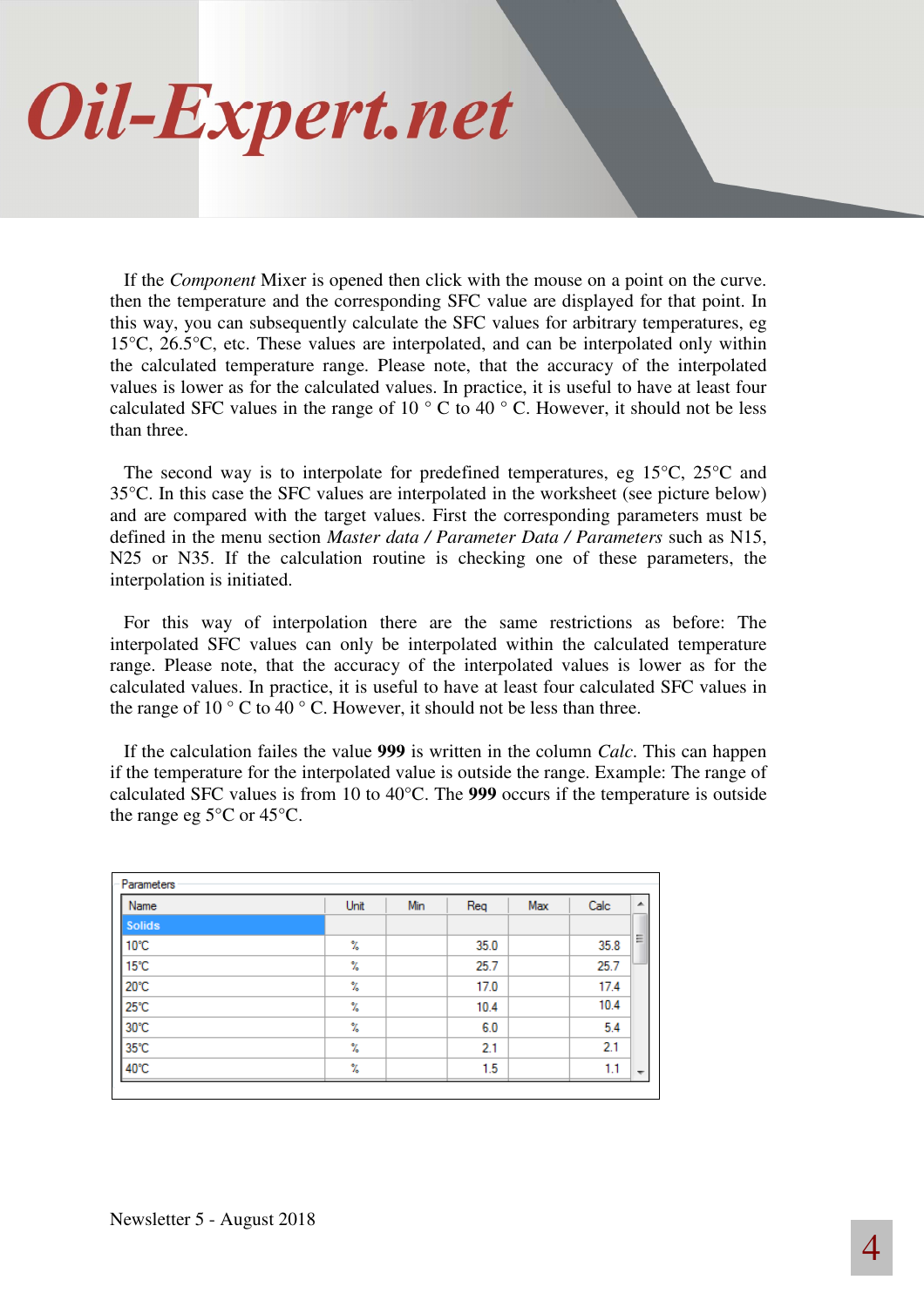If the *Component* Mixer is opened then click with the mouse on a point on the curve. then the temperature and the corresponding SFC value are displayed for that point. In this way, you can subsequently calculate the SFC values for arbitrary temperatures, eg 15°C, 26.5°C, etc. These values are interpolated, and can be interpolated only within the calculated temperature range. Please note, that the accuracy of the interpolated values is lower as for the calculated values. In practice, it is useful to have at least four calculated SFC values in the range of 10 ° C to 40 ° C. However, it should not be less than three.

The second way is to interpolate for predefined temperatures, eg 15°C, 25°C and 35°C. In this case the SFC values are interpolated in the worksheet (see picture below) and are compared with the target values. First the corresponding parameters must be defined in the menu section *Master data / Parameter Data / Parameters* such as N15, N25 or N35. If the calculation routine is checking one of these parameters, the interpolation is initiated.

For this way of interpolation there are the same restrictions as before: The interpolated SFC values can only be interpolated within the calculated temperature range. Please note, that the accuracy of the interpolated values is lower as for the calculated values. In practice, it is useful to have at least four calculated SFC values in the range of 10 ° C to 40 ° C. However, it should not be less than three.

If the calculation failes the value **999** is written in the column *Calc*. This can happen if the temperature for the interpolated value is outside the range. Example: The range of calculated SFC values is from 10 to 40°C. The **999** occurs if the temperature is outside the range eg 5°C or 45°C.

Parameters

| Name | Unit | Min | Req | Max | Calc |
|---|---|---|---|---|---|
| Solids | | | | | |
| 10°C | % | | 35.0 | | 35.8 |
| 15°C | % | | 25.7 | | 25.7 |
| 20°C | % | | 17.0 | | 17.4 |
| 25°C | % | | 10.4 | | 10.4 |
| 30°C | % | | 6.0 | | 5.4 |
| 35°C | % | | 2.1 | | 2.1 |
| 40°C | % | | 1.5 | | 1.1 |

Newsletter 5 - August 2018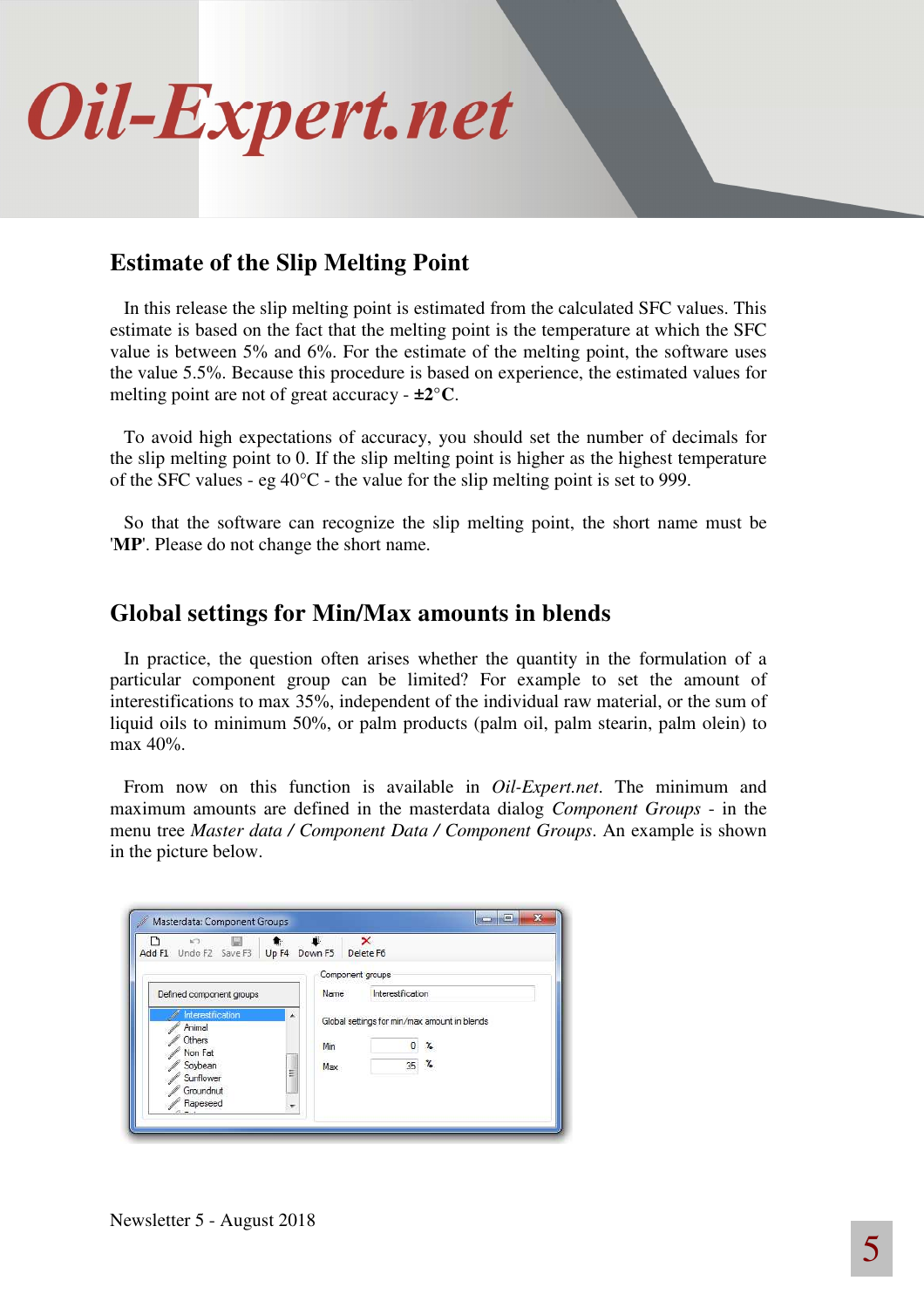## Estimate of the Slip Melting Point

In this release the slip melting point is estimated from the calculated SFC values. This estimate is based on the fact that the melting point is the temperature at which the SFC value is between 5% and 6%. For the estimate of the melting point, the software uses the value 5.5%. Because this procedure is based on experience, the estimated values for melting point are not of great accuracy - **±2°C**.

To avoid high expectations of accuracy, you should set the number of decimals for the slip melting point to 0. If the slip melting point is higher as the highest temperature of the SFC values - eg 40°C - the value for the slip melting point is set to 999.

So that the software can recognize the slip melting point, the short name must be '**MP**'. Please do not change the short name.

## Global settings for Min/Max amounts in blends

In practice, the question often arises whether the quantity in the formulation of a particular component group can be limited? For example to set the amount of interestifications to max 35%, independent of the individual raw material, or the sum of liquid oils to minimum 50%, or palm products (palm oil, palm stearin, palm olein) to max 40%.

From now on this function is available in *Oil-Expert.net*. The minimum and maximum amounts are defined in the masterdata dialog *Component Groups* - in the menu tree *Master data / Component Data / Component Groups*. An example is shown in the picture below.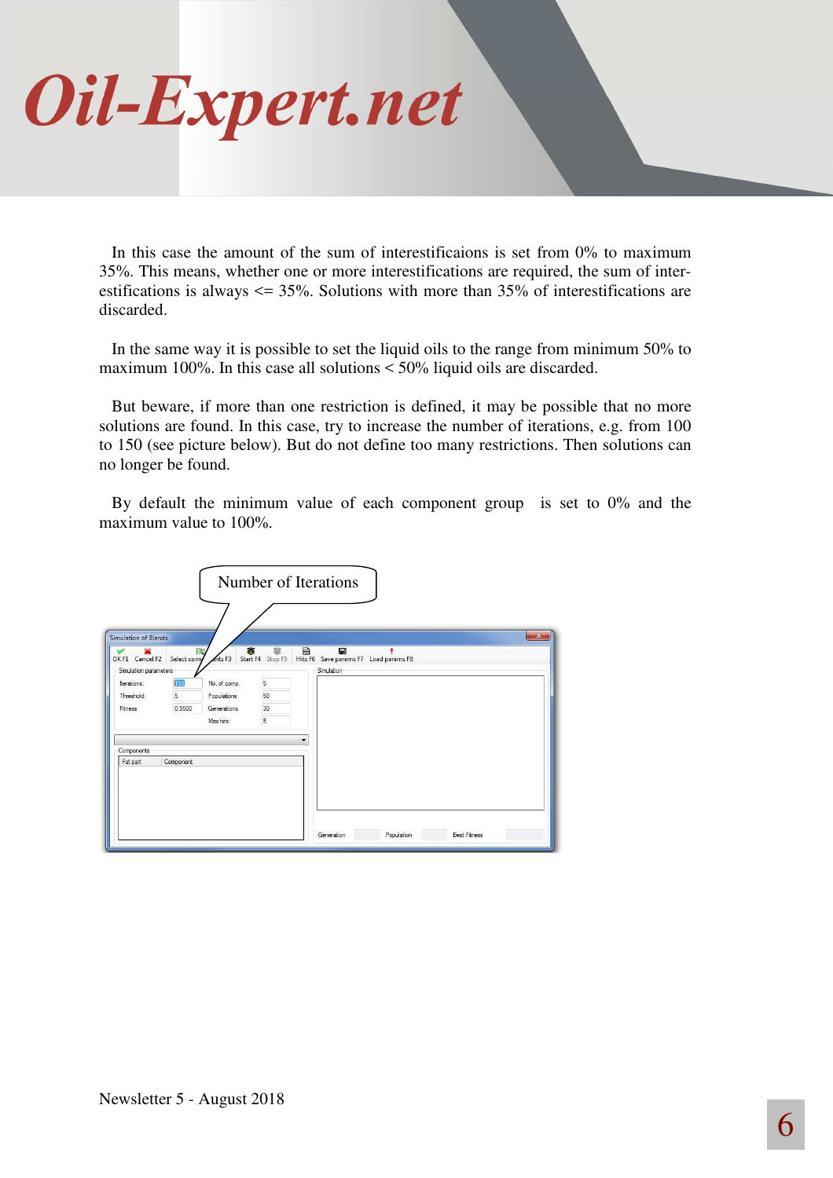In this case the amount of the sum of interestificaions is set from 0% to maximum 35%. This means, whether one or more interestifications are required, the sum of interestifications is always <= 35%. Solutions with more than 35% of interestifications are discarded.

In the same way it is possible to set the liquid oils to the range from minimum 50% to maximum 100%. In this case all solutions < 50% liquid oils are discarded.

But beware, if more than one restriction is defined, it may be possible that no more solutions are found. In this case, try to increase the number of iterations, e.g. from 100 to 150 (see picture below). But do not define too many restrictions. Then solutions can no longer be found.

By default the minimum value of each component group is set to 0% and the maximum value to 100%.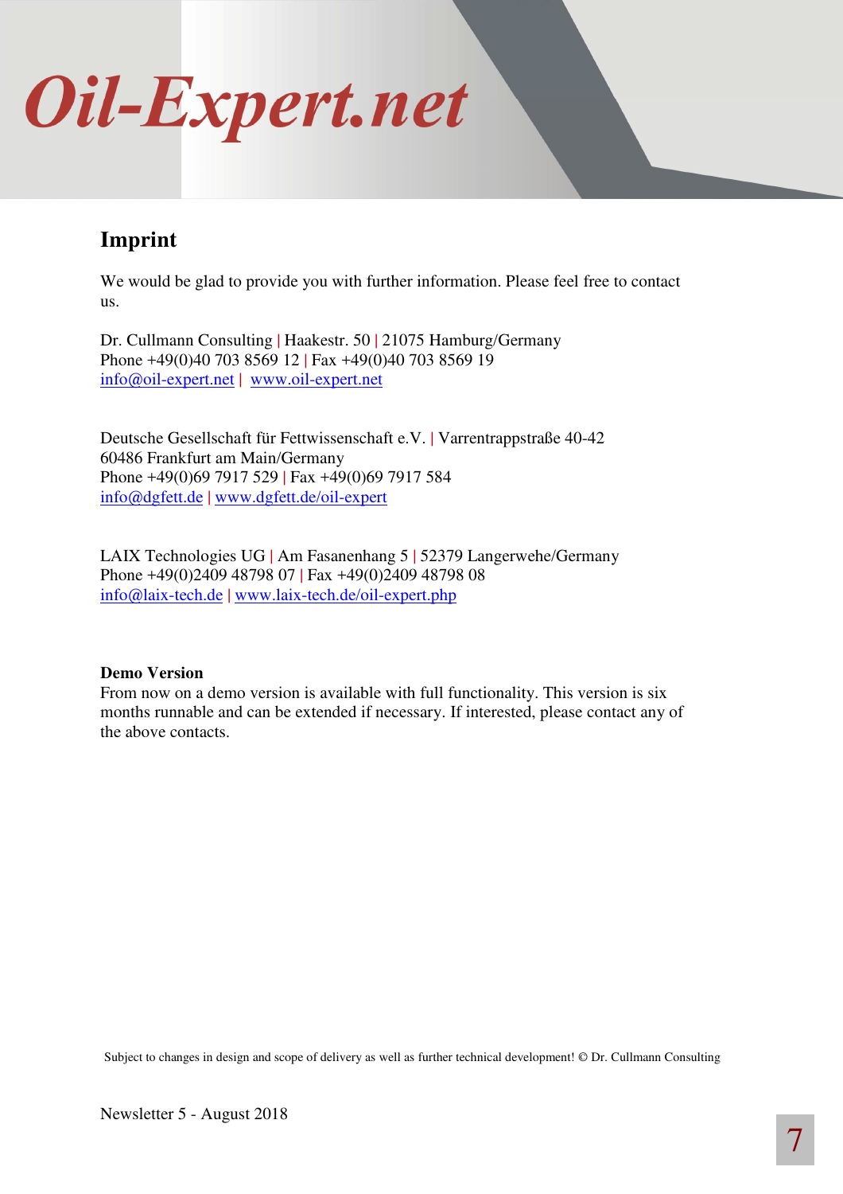# Imprint

We would be glad to provide you with further information. Please feel free to contact us.

Dr. Cullmann Consulting | Haakestr. 50 | 21075 Hamburg/Germany
Phone +49(0)40 703 8569 12 | Fax +49(0)40 703 8569 19
info@oil-expert.net | www.oil-expert.net

Deutsche Gesellschaft für Fettwissenschaft e.V. | Varrentrappstraße 40-42
60486 Frankfurt am Main/Germany
Phone +49(0)69 7917 529 | Fax +49(0)69 7917 584
info@dgfett.de | www.dgfett.de/oil-expert

LAIX Technologies UG | Am Fasanenhang 5 | 52379 Langerwehe/Germany
Phone +49(0)2409 48798 07 | Fax +49(0)2409 48798 08
info@laix-tech.de | www.laix-tech.de/oil-expert.php

**Demo Version**
From now on a demo version is available with full functionality. This version is six months runnable and can be extended if necessary. If interested, please contact any of the above contacts.

Subject to changes in design and scope of delivery as well as further technical development! © Dr. Cullmann Consulting